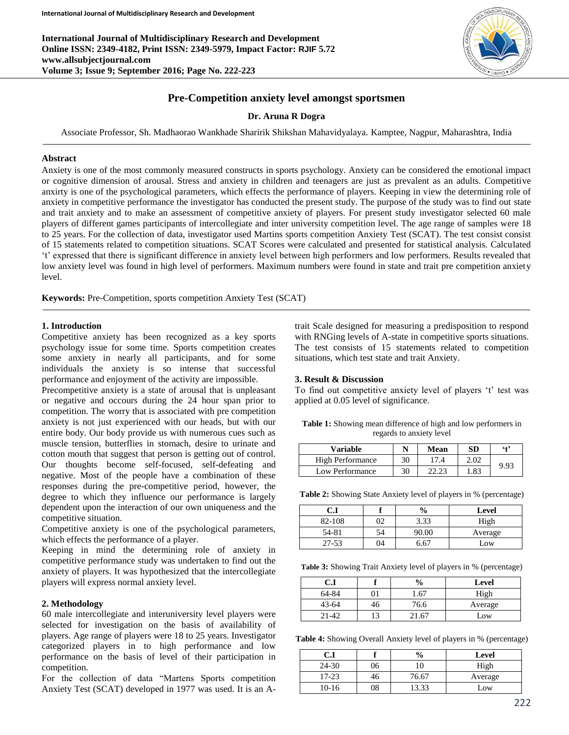# Pre-Competition anxiety level amongst sportsmen

**Dr. Aruna R Dogra**

Associate Professor, Sh. Madhaorao Wankhade Sharirik Shikshan Mahavidyalaya. Kamptee, Nagpur, Maharashtra, India

## Abstract

Anxiety is one of the most commonly measured constructs in sports psychology. Anxiety can be considered the emotional impact or cognitive dimension of arousal. Stress and anxiety in children and teenagers are just as prevalent as an adults. Competitive anxirty is one of the psychological parameters, which effects the performance of players. Keeping in view the determining role of anxiety in competitive performance the investigator has conducted the present study. The purpose of the study was to find out state and trait anxiety and to make an assessment of competitive anxiety of players. For present study investigator selected 60 male players of different games participants of intercollegiate and inter university competition level. The age range of samples were 18 to 25 years. For the collection of data, investigator used Martins sports competition Anxiety Test (SCAT). The test consist consist of 15 statements related to competition situations. SCAT Scores were calculated and presented for statistical analysis. Calculated 't' expressed that there is significant difference in anxiety level between high performers and low performers. Results revealed that low anxiety level was found in high level of performers. Maximum numbers were found in state and trait pre competition anxiety level.

**Keywords:** Pre-Competition, sports competition Anxiety Test (SCAT)

## 1. Introduction

Competitive anxiety has been recognized as a key sports psychology issue for some time. Sports competition creates some anxiety in nearly all participants, and for some individuals the anxiety is so intense that successful performance and enjoyment of the activity are impossible.

Precompetitive anxiety is a state of arousal that is unpleasant or negative and occours during the 24 hour span prior to competition. The worry that is associated with pre competition anxiety is not just experienced with our heads, but with our entire body. Our body provide us with numerous cues such as muscle tension, butterflies in stomach, desire to urinate and cotton mouth that suggest that person is getting out of control. Our thoughts become self-focused, self-defeating and negative. Most of the people have a combination of these responses during the pre-competitive period, however, the degree to which they influence our performance is largely dependent upon the interaction of our own uniqueness and the competitive situation.

Competitive anxiety is one of the psychological parameters, which effects the performance of a player.

Keeping in mind the determining role of anxiety in competitive performance study was undertaken to find out the anxiety of players. It was hypothesized that the intercollegiate players will express normal anxiety level.

## 2. Methodology

60 male intercollegiate and interuniversity level players were selected for investigation on the basis of availability of players. Age range of players were 18 to 25 years. Investigator categorized players in to high performance and low performance on the basis of level of their participation in competition.

For the collection of data "Martens Sports competition Anxiety Test (SCAT) developed in 1977 was used. It is an A-trait Scale designed for measuring a predisposition to respond with RNGing levels of A-state in competitive sports situations. The test consists of 15 statements related to competition situations, which test state and trait Anxiety.

## 3. Result & Discussion

To find out competitive anxiety level of players 't' test was applied at 0.05 level of significance.

**Table 1:** Showing mean difference of high and low performers in regards to anxiety level

| Variable | N | Mean | SD | 't' |
|---|---|---|---|---|
| High Performance | 30 | 17.4 | 2.02 | 9.93 |
| Low Performance | 30 | 22.23 | 1.83 | |

**Table 2:** Showing State Anxiety level of players in % (percentage)

| C.I | f | % | Level |
|---|---|---|---|
| 82-108 | 02 | 3.33 | High |
| 54-81 | 54 | 90.00 | Average |
| 27-53 | 04 | 6.67 | Low |

**Table 3:** Showing Trait Anxiety level of players in % (percentage)

| C.I | f | % | Level |
|---|---|---|---|
| 64-84 | 01 | 1.67 | High |
| 43-64 | 46 | 76.6 | Average |
| 21-42 | 13 | 21.67 | Low |

**Table 4:** Showing Overall Anxiety level of players in % (percentage)

| C.I | f | % | Level |
|---|---|---|---|
| 24-30 | 06 | 10 | High |
| 17-23 | 46 | 76.67 | Average |
| 10-16 | 08 | 13.33 | Low |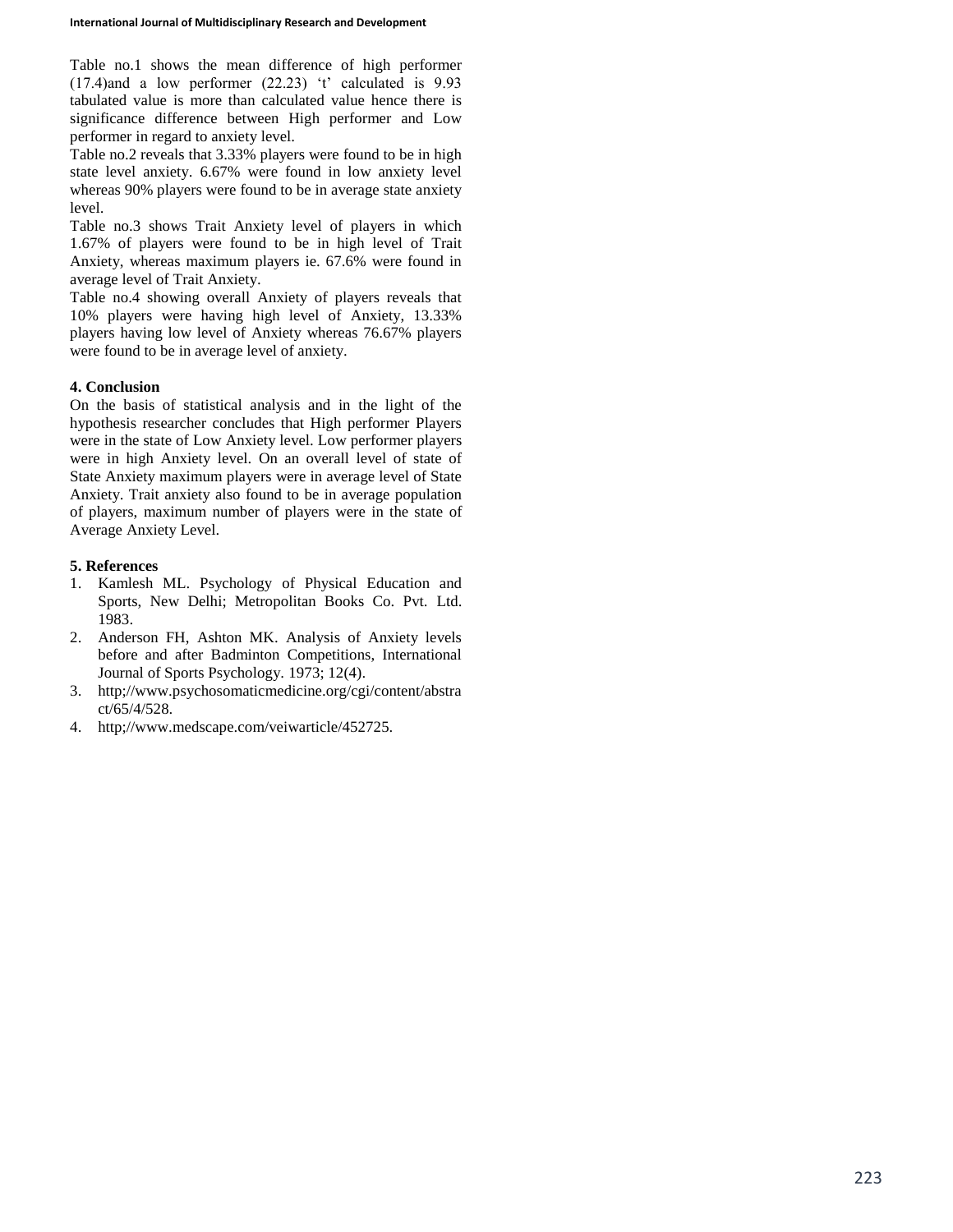Table no.1 shows the mean difference of high performer (17.4)and a low performer (22.23) 't' calculated is 9.93 tabulated value is more than calculated value hence there is significance difference between High performer and Low performer in regard to anxiety level.

Table no.2 reveals that 3.33% players were found to be in high state level anxiety. 6.67% were found in low anxiety level whereas 90% players were found to be in average state anxiety level.

Table no.3 shows Trait Anxiety level of players in which 1.67% of players were found to be in high level of Trait Anxiety, whereas maximum players ie. 67.6% were found in average level of Trait Anxiety.

Table no.4 showing overall Anxiety of players reveals that 10% players were having high level of Anxiety, 13.33% players having low level of Anxiety whereas 76.67% players were found to be in average level of anxiety.

## 4. Conclusion

On the basis of statistical analysis and in the light of the hypothesis researcher concludes that High performer Players were in the state of Low Anxiety level. Low performer players were in high Anxiety level. On an overall level of state of State Anxiety maximum players were in average level of State Anxiety. Trait anxiety also found to be in average population of players, maximum number of players were in the state of Average Anxiety Level.

## 5. References

1. Kamlesh ML. Psychology of Physical Education and Sports, New Delhi; Metropolitan Books Co. Pvt. Ltd. 1983.
2. Anderson FH, Ashton MK. Analysis of Anxiety levels before and after Badminton Competitions, International Journal of Sports Psychology. 1973; 12(4).
3. http;//www.psychosomaticmedicine.org/cgi/content/abstract/65/4/528.
4. http;//www.medscape.com/veiwarticle/452725.